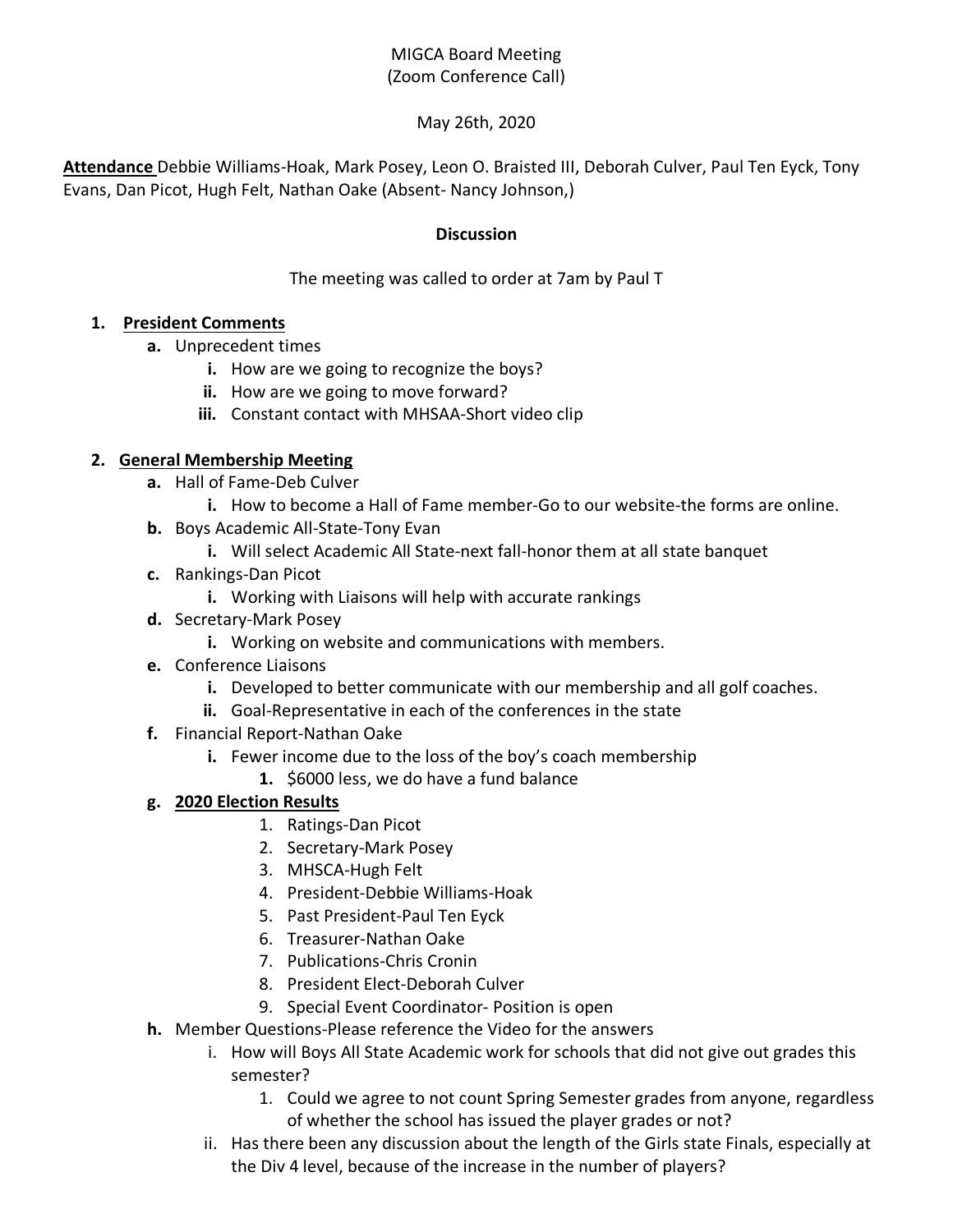MIGCA Board Meeting
(Zoom Conference Call)

May 26th, 2020

**Attendance** Debbie Williams-Hoak, Mark Posey, Leon O. Braisted III, Deborah Culver, Paul Ten Eyck, Tony Evans, Dan Picot, Hugh Felt, Nathan Oake (Absent- Nancy Johnson,)

**Discussion**

The meeting was called to order at 7am by Paul T

1. **President Comments**
   a. Unprecedent times
      i. How are we going to recognize the boys?
      ii. How are we going to move forward?
      iii. Constant contact with MHSAA-Short video clip
2. **General Membership Meeting**
   a. Hall of Fame-Deb Culver
      i. How to become a Hall of Fame member-Go to our website-the forms are online.
   b. Boys Academic All-State-Tony Evan
      i. Will select Academic All State-next fall-honor them at all state banquet
   c. Rankings-Dan Picot
      i. Working with Liaisons will help with accurate rankings
   d. Secretary-Mark Posey
      i. Working on website and communications with members.
   e. Conference Liaisons
      i. Developed to better communicate with our membership and all golf coaches.
      ii. Goal-Representative in each of the conferences in the state
   f. Financial Report-Nathan Oake
      i. Fewer income due to the loss of the boy's coach membership
         1. $6000 less, we do have a fund balance
   g. **2020 Election Results**
      1. Ratings-Dan Picot
      2. Secretary-Mark Posey
      3. MHSCA-Hugh Felt
      4. President-Debbie Williams-Hoak
      5. Past President-Paul Ten Eyck
      6. Treasurer-Nathan Oake
      7. Publications-Chris Cronin
      8. President Elect-Deborah Culver
      9. Special Event Coordinator- Position is open
   h. Member Questions-Please reference the Video for the answers
      i. How will Boys All State Academic work for schools that did not give out grades this semester?
         1. Could we agree to not count Spring Semester grades from anyone, regardless of whether the school has issued the player grades or not?
      ii. Has there been any discussion about the length of the Girls state Finals, especially at the Div 4 level, because of the increase in the number of players?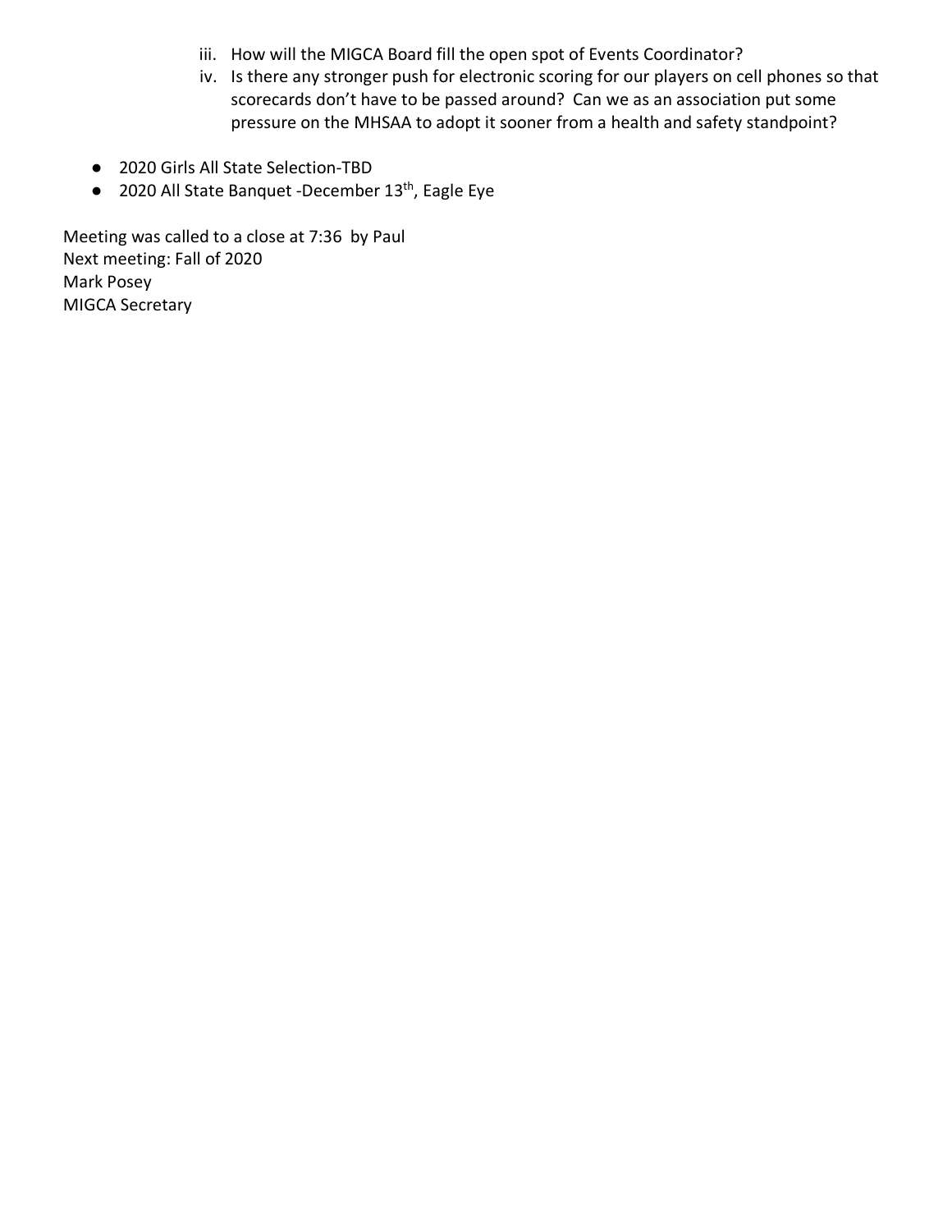iii. How will the MIGCA Board fill the open spot of Events Coordinator?

iv. Is there any stronger push for electronic scoring for our players on cell phones so that scorecards don't have to be passed around? Can we as an association put some pressure on the MHSAA to adopt it sooner from a health and safety standpoint?

- 2020 Girls All State Selection-TBD
- 2020 All State Banquet -December 13th, Eagle Eye

Meeting was called to a close at 7:36 by Paul
Next meeting: Fall of 2020
Mark Posey
MIGCA Secretary